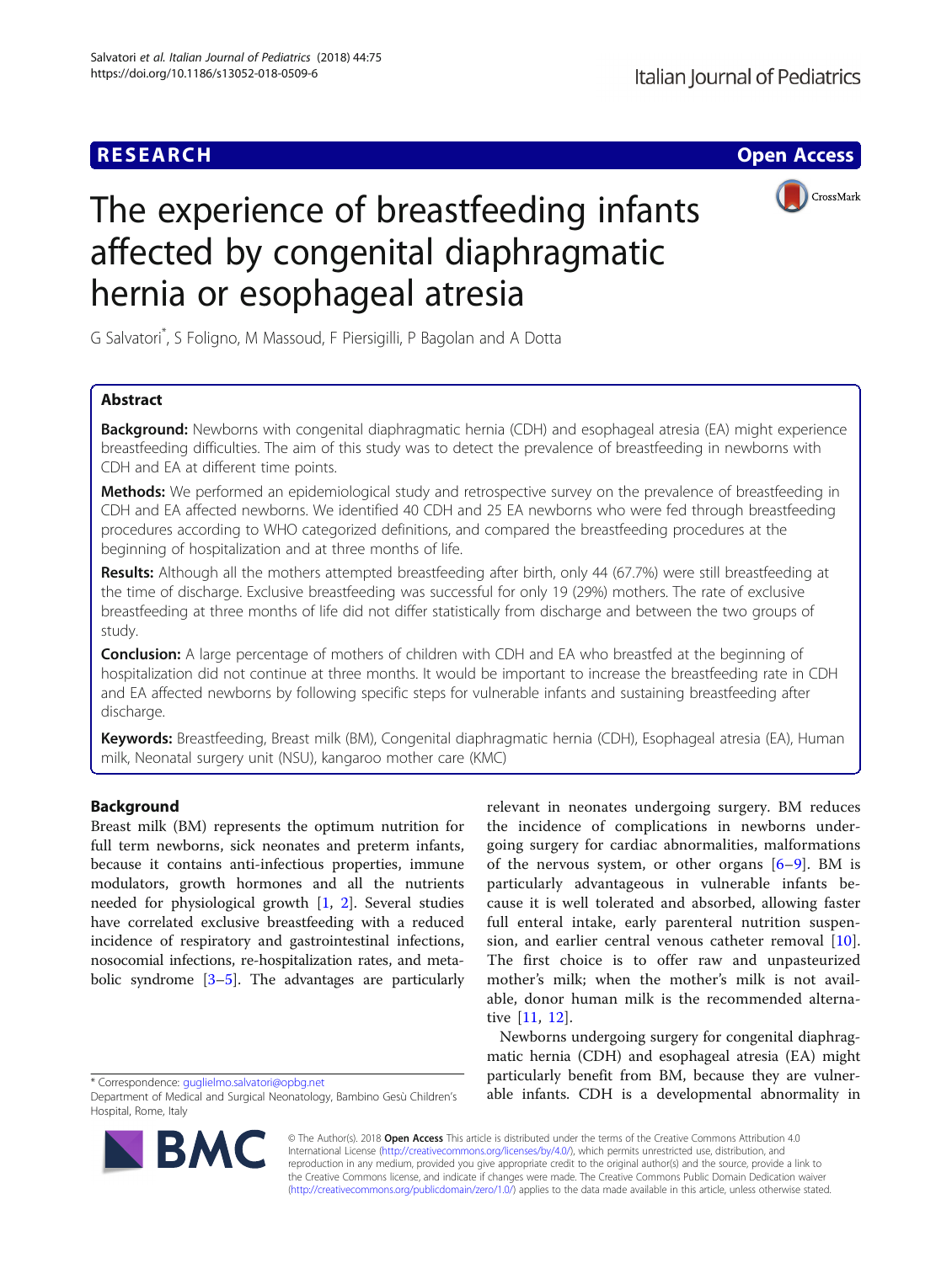**RESEARCH** **Open Access**

# The experience of breastfeeding infants affected by congenital diaphragmatic hernia or esophageal atresia

G Salvatori*, S Foligno, M Massoud, F Piersigilli, P Bagolan and A Dotta

## Abstract

**Background:** Newborns with congenital diaphragmatic hernia (CDH) and esophageal atresia (EA) might experience breastfeeding difficulties. The aim of this study was to detect the prevalence of breastfeeding in newborns with CDH and EA at different time points.

**Methods:** We performed an epidemiological study and retrospective survey on the prevalence of breastfeeding in CDH and EA affected newborns. We identified 40 CDH and 25 EA newborns who were fed through breastfeeding procedures according to WHO categorized definitions, and compared the breastfeeding procedures at the beginning of hospitalization and at three months of life.

**Results:** Although all the mothers attempted breastfeeding after birth, only 44 (67.7%) were still breastfeeding at the time of discharge. Exclusive breastfeeding was successful for only 19 (29%) mothers. The rate of exclusive breastfeeding at three months of life did not differ statistically from discharge and between the two groups of study.

**Conclusion:** A large percentage of mothers of children with CDH and EA who breastfed at the beginning of hospitalization did not continue at three months. It would be important to increase the breastfeeding rate in CDH and EA affected newborns by following specific steps for vulnerable infants and sustaining breastfeeding after discharge.

**Keywords:** Breastfeeding, Breast milk (BM), Congenital diaphragmatic hernia (CDH), Esophageal atresia (EA), Human milk, Neonatal surgery unit (NSU), kangaroo mother care (KMC)

## Background

Breast milk (BM) represents the optimum nutrition for full term newborns, sick neonates and preterm infants, because it contains anti-infectious properties, immune modulators, growth hormones and all the nutrients needed for physiological growth [1, 2]. Several studies have correlated exclusive breastfeeding with a reduced incidence of respiratory and gastrointestinal infections, nosocomial infections, re-hospitalization rates, and metabolic syndrome [3–5]. The advantages are particularly relevant in neonates undergoing surgery. BM reduces the incidence of complications in newborns undergoing surgery for cardiac abnormalities, malformations of the nervous system, or other organs [6–9]. BM is particularly advantageous in vulnerable infants because it is well tolerated and absorbed, allowing faster full enteral intake, early parenteral nutrition suspension, and earlier central venous catheter removal [10]. The first choice is to offer raw and unpasteurized mother's milk; when the mother's milk is not available, donor human milk is the recommended alternative [11, 12].

Newborns undergoing surgery for congenital diaphragmatic hernia (CDH) and esophageal atresia (EA) might particularly benefit from BM, because they are vulnerable infants. CDH is a developmental abnormality in

\* Correspondence: guglielmo.salvatori@opbg.net
Department of Medical and Surgical Neonatology, Bambino Gesù Children's Hospital, Rome, Italy

© The Author(s). 2018 **Open Access** This article is distributed under the terms of the Creative Commons Attribution 4.0 International License (http://creativecommons.org/licenses/by/4.0/), which permits unrestricted use, distribution, and reproduction in any medium, provided you give appropriate credit to the original author(s) and the source, provide a link to the Creative Commons license, and indicate if changes were made. The Creative Commons Public Domain Dedication waiver (http://creativecommons.org/publicdomain/zero/1.0/) applies to the data made available in this article, unless otherwise stated.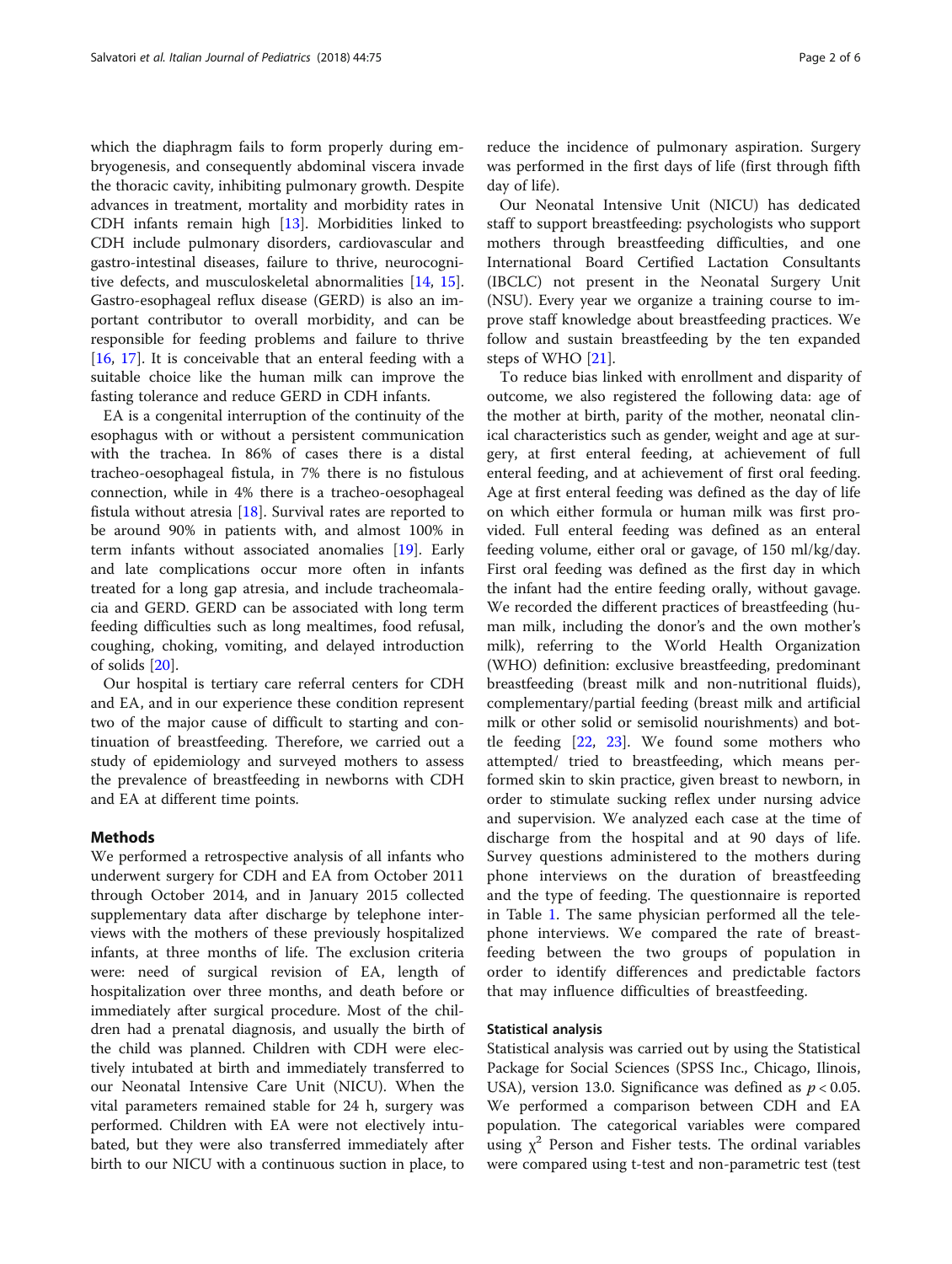which the diaphragm fails to form properly during embryogenesis, and consequently abdominal viscera invade the thoracic cavity, inhibiting pulmonary growth. Despite advances in treatment, mortality and morbidity rates in CDH infants remain high [13]. Morbidities linked to CDH include pulmonary disorders, cardiovascular and gastro-intestinal diseases, failure to thrive, neurocognitive defects, and musculoskeletal abnormalities [14, 15]. Gastro-esophageal reflux disease (GERD) is also an important contributor to overall morbidity, and can be responsible for feeding problems and failure to thrive [16, 17]. It is conceivable that an enteral feeding with a suitable choice like the human milk can improve the fasting tolerance and reduce GERD in CDH infants.

EA is a congenital interruption of the continuity of the esophagus with or without a persistent communication with the trachea. In 86% of cases there is a distal tracheo-oesophageal fistula, in 7% there is no fistulous connection, while in 4% there is a tracheo-oesophageal fistula without atresia [18]. Survival rates are reported to be around 90% in patients with, and almost 100% in term infants without associated anomalies [19]. Early and late complications occur more often in infants treated for a long gap atresia, and include tracheomalacia and GERD. GERD can be associated with long term feeding difficulties such as long mealtimes, food refusal, coughing, choking, vomiting, and delayed introduction of solids [20].

Our hospital is tertiary care referral centers for CDH and EA, and in our experience these condition represent two of the major cause of difficult to starting and continuation of breastfeeding. Therefore, we carried out a study of epidemiology and surveyed mothers to assess the prevalence of breastfeeding in newborns with CDH and EA at different time points.

## Methods

We performed a retrospective analysis of all infants who underwent surgery for CDH and EA from October 2011 through October 2014, and in January 2015 collected supplementary data after discharge by telephone interviews with the mothers of these previously hospitalized infants, at three months of life. The exclusion criteria were: need of surgical revision of EA, length of hospitalization over three months, and death before or immediately after surgical procedure. Most of the children had a prenatal diagnosis, and usually the birth of the child was planned. Children with CDH were electively intubated at birth and immediately transferred to our Neonatal Intensive Care Unit (NICU). When the vital parameters remained stable for 24 h, surgery was performed. Children with EA were not electively intubated, but they were also transferred immediately after birth to our NICU with a continuous suction in place, to reduce the incidence of pulmonary aspiration. Surgery was performed in the first days of life (first through fifth day of life).

Our Neonatal Intensive Unit (NICU) has dedicated staff to support breastfeeding: psychologists who support mothers through breastfeeding difficulties, and one International Board Certified Lactation Consultants (IBCLC) not present in the Neonatal Surgery Unit (NSU). Every year we organize a training course to improve staff knowledge about breastfeeding practices. We follow and sustain breastfeeding by the ten expanded steps of WHO [21].

To reduce bias linked with enrollment and disparity of outcome, we also registered the following data: age of the mother at birth, parity of the mother, neonatal clinical characteristics such as gender, weight and age at surgery, at first enteral feeding, at achievement of full enteral feeding, and at achievement of first oral feeding. Age at first enteral feeding was defined as the day of life on which either formula or human milk was first provided. Full enteral feeding was defined as an enteral feeding volume, either oral or gavage, of 150 ml/kg/day. First oral feeding was defined as the first day in which the infant had the entire feeding orally, without gavage. We recorded the different practices of breastfeeding (human milk, including the donor's and the own mother's milk), referring to the World Health Organization (WHO) definition: exclusive breastfeeding, predominant breastfeeding (breast milk and non-nutritional fluids), complementary/partial feeding (breast milk and artificial milk or other solid or semisolid nourishments) and bottle feeding [22, 23]. We found some mothers who attempted/ tried to breastfeeding, which means performed skin to skin practice, given breast to newborn, in order to stimulate sucking reflex under nursing advice and supervision. We analyzed each case at the time of discharge from the hospital and at 90 days of life. Survey questions administered to the mothers during phone interviews on the duration of breastfeeding and the type of feeding. The questionnaire is reported in Table 1. The same physician performed all the telephone interviews. We compared the rate of breastfeeding between the two groups of population in order to identify differences and predictable factors that may influence difficulties of breastfeeding.

### Statistical analysis

Statistical analysis was carried out by using the Statistical Package for Social Sciences (SPSS Inc., Chicago, Ilinois, USA), version 13.0. Significance was defined as $p < 0.05$. We performed a comparison between CDH and EA population. The categorical variables were compared using $\chi^2$ Person and Fisher tests. The ordinal variables were compared using t-test and non-parametric test (test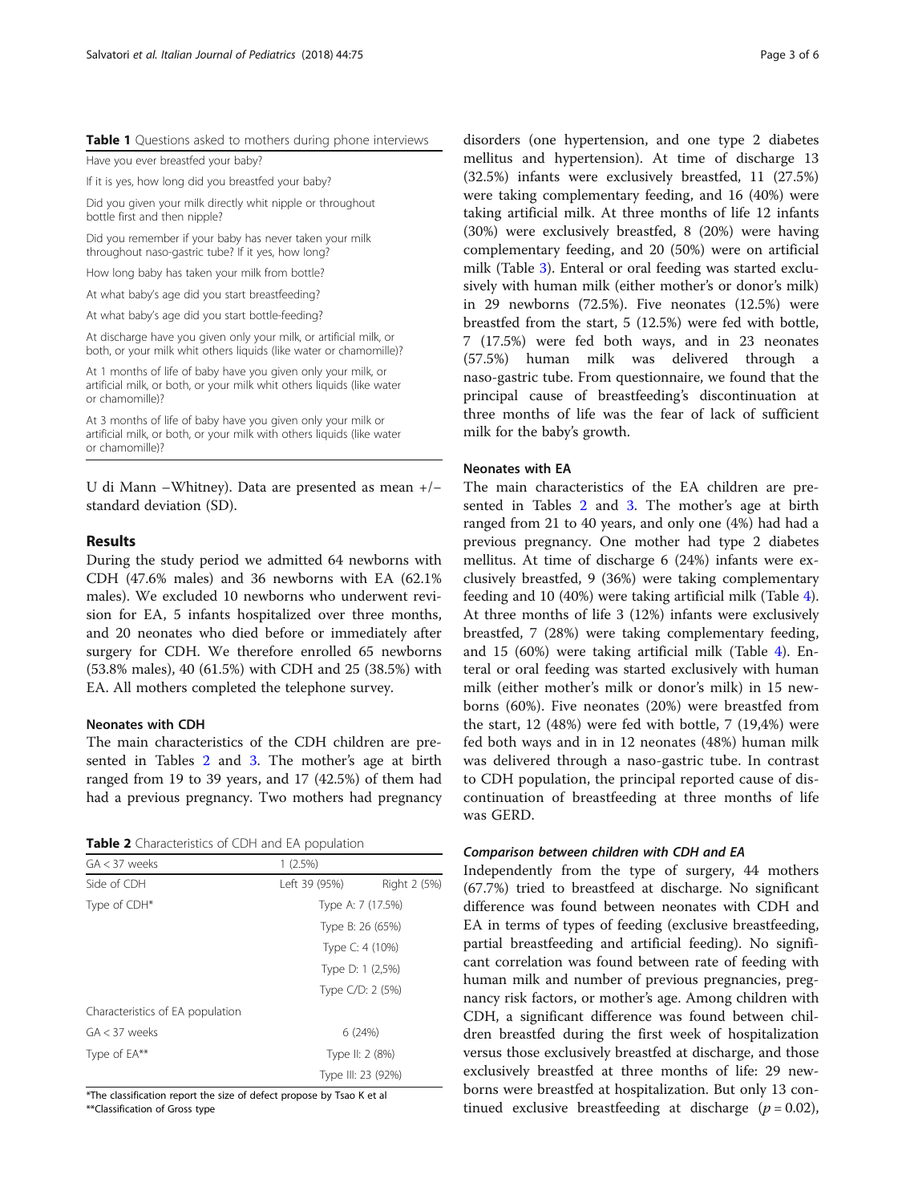**Table 1** Questions asked to mothers during phone interviews

| |
|---|
| Have you ever breastfed your baby? |
| If it is yes, how long did you breastfed your baby? |
| Did you given your milk directly whit nipple or throughout bottle first and then nipple? |
| Did you remember if your baby has never taken your milk throughout naso-gastric tube? If it yes, how long? |
| How long baby has taken your milk from bottle? |
| At what baby's age did you start breastfeeding? |
| At what baby's age did you start bottle-feeding? |
| At discharge have you given only your milk, or artificial milk, or both, or your milk whit others liquids (like water or chamomille)? |
| At 1 months of life of baby have you given only your milk, or artificial milk, or both, or your milk whit others liquids (like water or chamomille)? |
| At 3 months of life of baby have you given only your milk or artificial milk, or both, or your milk with others liquids (like water or chamomille)? |

U di Mann –Whitney). Data are presented as mean +/− standard deviation (SD).

## Results

During the study period we admitted 64 newborns with CDH (47.6% males) and 36 newborns with EA (62.1% males). We excluded 10 newborns who underwent revision for EA, 5 infants hospitalized over three months, and 20 neonates who died before or immediately after surgery for CDH. We therefore enrolled 65 newborns (53.8% males), 40 (61.5%) with CDH and 25 (38.5%) with EA. All mothers completed the telephone survey.

### Neonates with CDH

The main characteristics of the CDH children are presented in Tables 2 and 3. The mother's age at birth ranged from 19 to 39 years, and 17 (42.5%) of them had had a previous pregnancy. Two mothers had pregnancy disorders (one hypertension, and one type 2 diabetes mellitus and hypertension). At time of discharge 13 (32.5%) infants were exclusively breastfed, 11 (27.5%) were taking complementary feeding, and 16 (40%) were taking artificial milk. At three months of life 12 infants (30%) were exclusively breastfed, 8 (20%) were having complementary feeding, and 20 (50%) were on artificial milk (Table 3). Enteral or oral feeding was started exclusively with human milk (either mother's or donor's milk) in 29 newborns (72.5%). Five neonates (12.5%) were breastfed from the start, 5 (12.5%) were fed with bottle, 7 (17.5%) were fed both ways, and in 23 neonates (57.5%) human milk was delivered through a naso-gastric tube. From questionnaire, we found that the principal cause of breastfeeding's discontinuation at three months of life was the fear of lack of sufficient milk for the baby's growth.

**Table 2** Characteristics of CDH and EA population

| | | |
|---|---|---|
| GA < 37 weeks | 1 (2.5%) | |
| Side of CDH | Left 39 (95%) | Right 2 (5%) |
| Type of CDH* | Type A: 7 (17.5%) | |
| | Type B: 26 (65%) | |
| | Type C: 4 (10%) | |
| | Type D: 1 (2,5%) | |
| | Type C/D: 2 (5%) | |
| Characteristics of EA population | | |
| GA < 37 weeks | 6 (24%) | |
| Type of EA** | Type II: 2 (8%) | |
| | Type III: 23 (92%) | |

*The classification report the size of defect propose by Tsao K et al
**Classification of Gross type

### Neonates with EA

The main characteristics of the EA children are presented in Tables 2 and 3. The mother's age at birth ranged from 21 to 40 years, and only one (4%) had had a previous pregnancy. One mother had type 2 diabetes mellitus. At time of discharge 6 (24%) infants were exclusively breastfed, 9 (36%) were taking complementary feeding and 10 (40%) were taking artificial milk (Table 4). At three months of life 3 (12%) infants were exclusively breastfed, 7 (28%) were taking complementary feeding, and 15 (60%) were taking artificial milk (Table 4). Enteral or oral feeding was started exclusively with human milk (either mother's milk or donor's milk) in 15 newborns (60%). Five neonates (20%) were breastfed from the start, 12 (48%) were fed with bottle, 7 (19,4%) were fed both ways and in in 12 neonates (48%) human milk was delivered through a naso-gastric tube. In contrast to CDH population, the principal reported cause of discontinuation of breastfeeding at three months of life was GERD.

#### *Comparison between children with CDH and EA*

Independently from the type of surgery, 44 mothers (67.7%) tried to breastfeed at discharge. No significant difference was found between neonates with CDH and EA in terms of types of feeding (exclusive breastfeeding, partial breastfeeding and artificial feeding). No significant correlation was found between rate of feeding with human milk and number of previous pregnancies, pregnancy risk factors, or mother's age. Among children with CDH, a significant difference was found between children breastfed during the first week of hospitalization versus those exclusively breastfed at discharge, and those exclusively breastfed at three months of life: 29 newborns were breastfed at hospitalization. But only 13 continued exclusive breastfeeding at discharge ($p = 0.02$),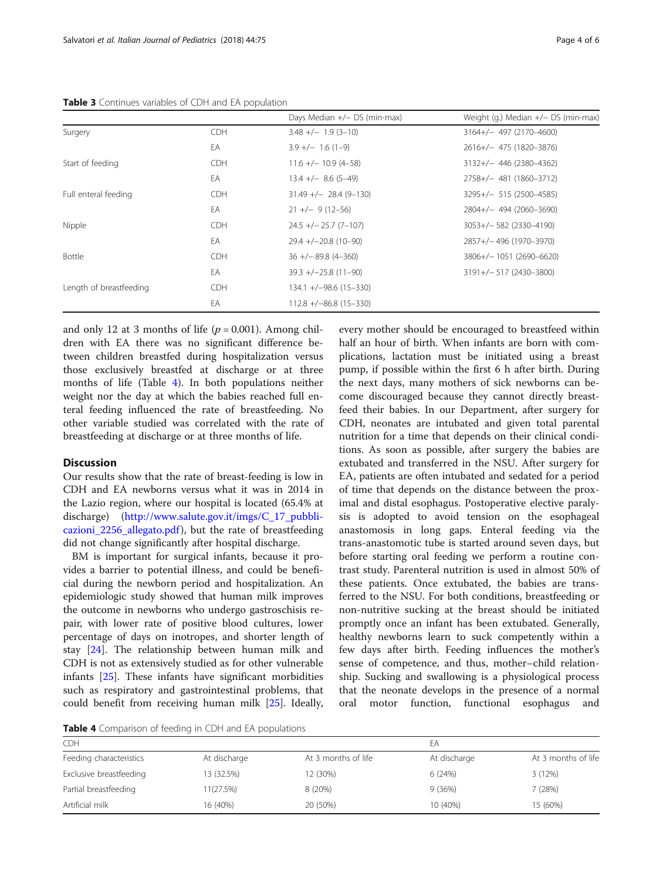**Table 3** Continues variables of CDH and EA population

| | | Days Median +/− DS (min-max) | Weight (g.) Median +/− DS (min-max) |
|---|---|---|---|
| Surgery | CDH | 3.48 +/− 1.9 (3–10) | 3164+/− 497 (2170–4600) |
| | EA | 3.9 +/− 1.6 (1–9) | 2616+/− 475 (1820–3876) |
| Start of feeding | CDH | 11.6 +/− 10.9 (4–58) | 3132+/− 446 (2380–4362) |
| | EA | 13.4 +/− 8.6 (5–49) | 2758+/− 481 (1860–3712) |
| Full enteral feeding | CDH | 31.49 +/− 28.4 (9–130) | 3295+/− 515 (2500–4585) |
| | EA | 21 +/− 9 (12–56) | 2804+/− 494 (2060–3690) |
| Nipple | CDH | 24.5 +/− 25.7 (7–107) | 3053+/− 582 (2330–4190) |
| | EA | 29.4 +/−20.8 (10–90) | 2857+/− 496 (1970–3970) |
| Bottle | CDH | 36 +/− 89.8 (4–360) | 3806+/− 1051 (2690–6620) |
| | EA | 39.3 +/−25.8 (11–90) | 3191+/− 517 (2430–3800) |
| Length of breastfeeding | CDH | 134.1 +/−98.6 (15–330) | |
| | EA | 112.8 +/−86.8 (15–330) | |

and only 12 at 3 months of life ($p = 0.001$). Among children with EA there was no significant difference between children breastfed during hospitalization versus those exclusively breastfed at discharge or at three months of life (Table 4). In both populations neither weight nor the day at which the babies reached full enteral feeding influenced the rate of breastfeeding. No other variable studied was correlated with the rate of breastfeeding at discharge or at three months of life.

## Discussion

Our results show that the rate of breast-feeding is low in CDH and EA newborns versus what it was in 2014 in the Lazio region, where our hospital is located (65.4% at discharge) (http://www.salute.gov.it/imgs/C_17_pubblicazioni_2256_allegato.pdf), but the rate of breastfeeding did not change significantly after hospital discharge.

BM is important for surgical infants, because it provides a barrier to potential illness, and could be beneficial during the newborn period and hospitalization. An epidemiologic study showed that human milk improves the outcome in newborns who undergo gastroschisis repair, with lower rate of positive blood cultures, lower percentage of days on inotropes, and shorter length of stay [24]. The relationship between human milk and CDH is not as extensively studied as for other vulnerable infants [25]. These infants have significant morbidities such as respiratory and gastrointestinal problems, that could benefit from receiving human milk [25]. Ideally, every mother should be encouraged to breastfeed within half an hour of birth. When infants are born with complications, lactation must be initiated using a breast pump, if possible within the first 6 h after birth. During the next days, many mothers of sick newborns can become discouraged because they cannot directly breastfeed their babies. In our Department, after surgery for CDH, neonates are intubated and given total parental nutrition for a time that depends on their clinical conditions. As soon as possible, after surgery the babies are extubated and transferred in the NSU. After surgery for EA, patients are often intubated and sedated for a period of time that depends on the distance between the proximal and distal esophagus. Postoperative elective paralysis is adopted to avoid tension on the esophageal anastomosis in long gaps. Enteral feeding via the trans-anastomotic tube is started around seven days, but before starting oral feeding we perform a routine contrast study. Parenteral nutrition is used in almost 50% of these patients. Once extubated, the babies are transferred to the NSU. For both conditions, breastfeeding or non-nutritive sucking at the breast should be initiated promptly once an infant has been extubated. Generally, healthy newborns learn to suck competently within a few days after birth. Feeding influences the mother's sense of competence, and thus, mother–child relationship. Sucking and swallowing is a physiological process that the neonate develops in the presence of a normal oral motor function, functional esophagus and

**Table 4** Comparison of feeding in CDH and EA populations

| CDH | | | EA | |
|---|---|---|---|---|
| Feeding characteristics | At discharge | At 3 months of life | At discharge | At 3 months of life |
| Exclusive breastfeeding | 13 (32.5%) | 12 (30%) | 6 (24%) | 3 (12%) |
| Partial breastfeeding | 11(27.5%) | 8 (20%) | 9 (36%) | 7 (28%) |
| Artificial milk | 16 (40%) | 20 (50%) | 10 (40%) | 15 (60%) |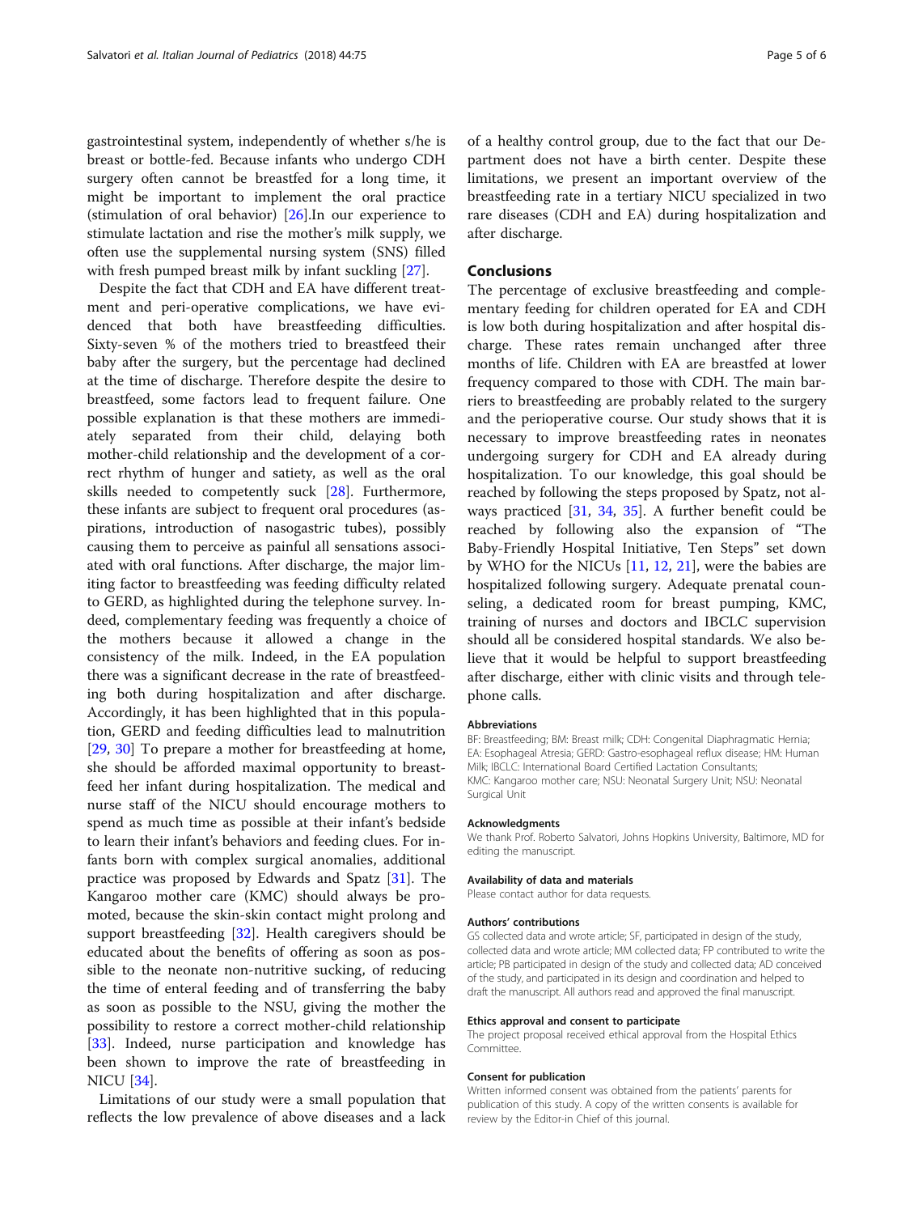gastrointestinal system, independently of whether s/he is breast or bottle-fed. Because infants who undergo CDH surgery often cannot be breastfed for a long time, it might be important to implement the oral practice (stimulation of oral behavior) [26].In our experience to stimulate lactation and rise the mother's milk supply, we often use the supplemental nursing system (SNS) filled with fresh pumped breast milk by infant suckling [27].

Despite the fact that CDH and EA have different treatment and peri-operative complications, we have evidenced that both have breastfeeding difficulties. Sixty-seven % of the mothers tried to breastfeed their baby after the surgery, but the percentage had declined at the time of discharge. Therefore despite the desire to breastfeed, some factors lead to frequent failure. One possible explanation is that these mothers are immediately separated from their child, delaying both mother-child relationship and the development of a correct rhythm of hunger and satiety, as well as the oral skills needed to competently suck [28]. Furthermore, these infants are subject to frequent oral procedures (aspirations, introduction of nasogastric tubes), possibly causing them to perceive as painful all sensations associated with oral functions. After discharge, the major limiting factor to breastfeeding was feeding difficulty related to GERD, as highlighted during the telephone survey. Indeed, complementary feeding was frequently a choice of the mothers because it allowed a change in the consistency of the milk. Indeed, in the EA population there was a significant decrease in the rate of breastfeeding both during hospitalization and after discharge. Accordingly, it has been highlighted that in this population, GERD and feeding difficulties lead to malnutrition [29, 30] To prepare a mother for breastfeeding at home, she should be afforded maximal opportunity to breastfeed her infant during hospitalization. The medical and nurse staff of the NICU should encourage mothers to spend as much time as possible at their infant's bedside to learn their infant's behaviors and feeding clues. For infants born with complex surgical anomalies, additional practice was proposed by Edwards and Spatz [31]. The Kangaroo mother care (KMC) should always be promoted, because the skin-skin contact might prolong and support breastfeeding [32]. Health caregivers should be educated about the benefits of offering as soon as possible to the neonate non-nutritive sucking, of reducing the time of enteral feeding and of transferring the baby as soon as possible to the NSU, giving the mother the possibility to restore a correct mother-child relationship [33]. Indeed, nurse participation and knowledge has been shown to improve the rate of breastfeeding in NICU [34].

Limitations of our study were a small population that reflects the low prevalence of above diseases and a lack of a healthy control group, due to the fact that our Department does not have a birth center. Despite these limitations, we present an important overview of the breastfeeding rate in a tertiary NICU specialized in two rare diseases (CDH and EA) during hospitalization and after discharge.

## Conclusions

The percentage of exclusive breastfeeding and complementary feeding for children operated for EA and CDH is low both during hospitalization and after hospital discharge. These rates remain unchanged after three months of life. Children with EA are breastfed at lower frequency compared to those with CDH. The main barriers to breastfeeding are probably related to the surgery and the perioperative course. Our study shows that it is necessary to improve breastfeeding rates in neonates undergoing surgery for CDH and EA already during hospitalization. To our knowledge, this goal should be reached by following the steps proposed by Spatz, not always practiced [31, 34, 35]. A further benefit could be reached by following also the expansion of "The Baby-Friendly Hospital Initiative, Ten Steps" set down by WHO for the NICUs [11, 12, 21], were the babies are hospitalized following surgery. Adequate prenatal counseling, a dedicated room for breast pumping, KMC, training of nurses and doctors and IBCLC supervision should all be considered hospital standards. We also believe that it would be helpful to support breastfeeding after discharge, either with clinic visits and through telephone calls.

#### Abbreviations

BF: Breastfeeding; BM: Breast milk; CDH: Congenital Diaphragmatic Hernia; EA: Esophageal Atresia; GERD: Gastro-esophageal reflux disease; HM: Human Milk; IBCLC: International Board Certified Lactation Consultants; KMC: Kangaroo mother care; NSU: Neonatal Surgery Unit; NSU: Neonatal Surgical Unit

#### Acknowledgments

We thank Prof. Roberto Salvatori, Johns Hopkins University, Baltimore, MD for editing the manuscript.

#### Availability of data and materials

Please contact author for data requests.

#### Authors' contributions

GS collected data and wrote article; SF, participated in design of the study, collected data and wrote article; MM collected data; FP contributed to write the article; PB participated in design of the study and collected data; AD conceived of the study, and participated in its design and coordination and helped to draft the manuscript. All authors read and approved the final manuscript.

#### Ethics approval and consent to participate

The project proposal received ethical approval from the Hospital Ethics Committee.

#### Consent for publication

Written informed consent was obtained from the patients' parents for publication of this study. A copy of the written consents is available for review by the Editor-in Chief of this journal.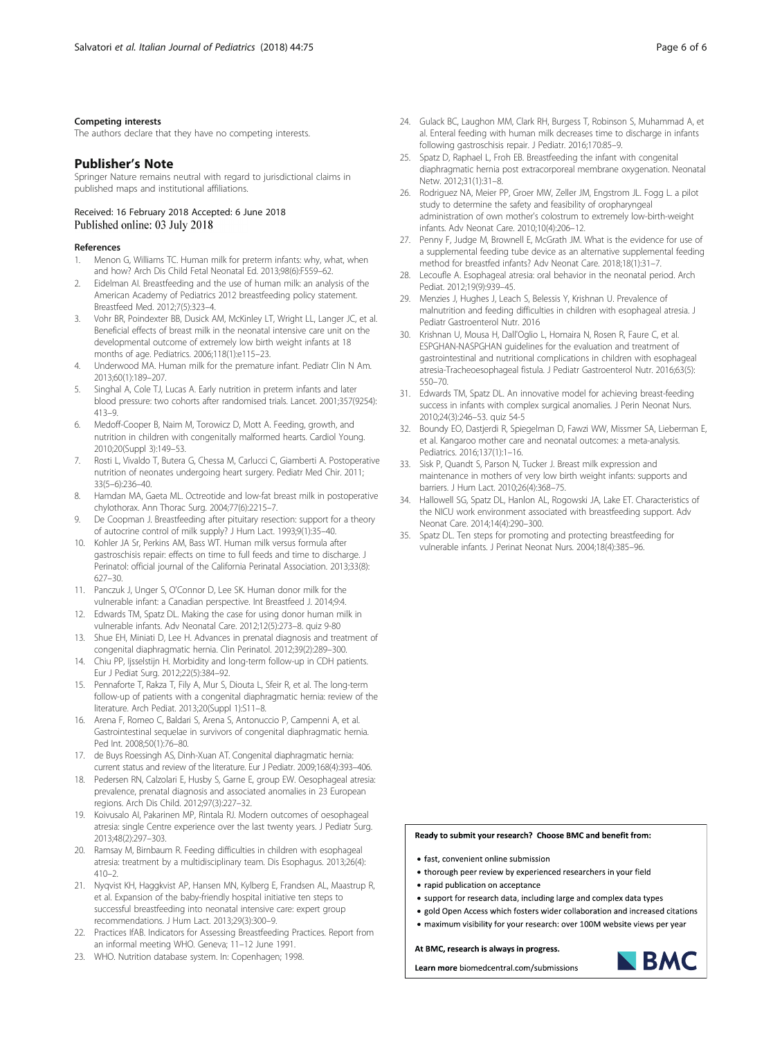#### Competing interests

The authors declare that they have no competing interests.

## Publisher's Note

Springer Nature remains neutral with regard to jurisdictional claims in published maps and institutional affiliations.

Received: 16 February 2018 Accepted: 6 June 2018
Published online: 03 July 2018

#### References

1. Menon G, Williams TC. Human milk for preterm infants: why, what, when and how? Arch Dis Child Fetal Neonatal Ed. 2013;98(6):F559–62.
2. Eidelman AI. Breastfeeding and the use of human milk: an analysis of the American Academy of Pediatrics 2012 breastfeeding policy statement. Breastfeed Med. 2012;7(5):323–4.
3. Vohr BR, Poindexter BB, Dusick AM, McKinley LT, Wright LL, Langer JC, et al. Beneficial effects of breast milk in the neonatal intensive care unit on the developmental outcome of extremely low birth weight infants at 18 months of age. Pediatrics. 2006;118(1):e115–23.
4. Underwood MA. Human milk for the premature infant. Pediatr Clin N Am. 2013;60(1):189–207.
5. Singhal A, Cole TJ, Lucas A. Early nutrition in preterm infants and later blood pressure: two cohorts after randomised trials. Lancet. 2001;357(9254): 413–9.
6. Medoff-Cooper B, Naim M, Torowicz D, Mott A. Feeding, growth, and nutrition in children with congenitally malformed hearts. Cardiol Young. 2010;20(Suppl 3):149–53.
7. Rosti L, Vivaldo T, Butera G, Chessa M, Carlucci C, Giamberti A. Postoperative nutrition of neonates undergoing heart surgery. Pediatr Med Chir. 2011; 33(5–6):236–40.
8. Hamdan MA, Gaeta ML. Octreotide and low-fat breast milk in postoperative chylothorax. Ann Thorac Surg. 2004;77(6):2215–7.
9. De Coopman J. Breastfeeding after pituitary resection: support for a theory of autocrine control of milk supply? J Hum Lact. 1993;9(1):35–40.
10. Kohler JA Sr, Perkins AM, Bass WT. Human milk versus formula after gastroschisis repair: effects on time to full feeds and time to discharge. J Perinatol: official journal of the California Perinatal Association. 2013;33(8): 627–30.
11. Panczuk J, Unger S, O'Connor D, Lee SK. Human donor milk for the vulnerable infant: a Canadian perspective. Int Breastfeed J. 2014;9:4.
12. Edwards TM, Spatz DL. Making the case for using donor human milk in vulnerable infants. Adv Neonatal Care. 2012;12(5):273–8. quiz 9-80
13. Shue EH, Miniati D, Lee H. Advances in prenatal diagnosis and treatment of congenital diaphragmatic hernia. Clin Perinatol. 2012;39(2):289–300.
14. Chiu PP, Ijsselstijn H. Morbidity and long-term follow-up in CDH patients. Eur J Pediat Surg. 2012;22(5):384–92.
15. Pennaforte T, Rakza T, Fily A, Mur S, Diouta L, Sfeir R, et al. The long-term follow-up of patients with a congenital diaphragmatic hernia: review of the literature. Arch Pediat. 2013;20(Suppl 1):S11–8.
16. Arena F, Romeo C, Baldari S, Arena S, Antonuccio P, Campenni A, et al. Gastrointestinal sequelae in survivors of congenital diaphragmatic hernia. Ped Int. 2008;50(1):76–80.
17. de Buys Roessingh AS, Dinh-Xuan AT. Congenital diaphragmatic hernia: current status and review of the literature. Eur J Pediatr. 2009;168(4):393–406.
18. Pedersen RN, Calzolari E, Husby S, Garne E, group EW. Oesophageal atresia: prevalence, prenatal diagnosis and associated anomalies in 23 European regions. Arch Dis Child. 2012;97(3):227–32.
19. Koivusalo AI, Pakarinen MP, Rintala RJ. Modern outcomes of oesophageal atresia: single Centre experience over the last twenty years. J Pediatr Surg. 2013;48(2):297–303.
20. Ramsay M, Birnbaum R. Feeding difficulties in children with esophageal atresia: treatment by a multidisciplinary team. Dis Esophagus. 2013;26(4): 410–2.
21. Nyqvist KH, Haggkvist AP, Hansen MN, Kylberg E, Frandsen AL, Maastrup R, et al. Expansion of the baby-friendly hospital initiative ten steps to successful breastfeeding into neonatal intensive care: expert group recommendations. J Hum Lact. 2013;29(3):300–9.
22. Practices IfAB. Indicators for Assessing Breastfeeding Practices. Report from an informal meeting WHO. Geneva; 11–12 June 1991.
23. WHO. Nutrition database system. In: Copenhagen; 1998.
24. Gulack BC, Laughon MM, Clark RH, Burgess T, Robinson S, Muhammad A, et al. Enteral feeding with human milk decreases time to discharge in infants following gastroschisis repair. J Pediatr. 2016;170:85–9.
25. Spatz D, Raphael L, Froh EB. Breastfeeding the infant with congenital diaphragmatic hernia post extracorporeal membrane oxygenation. Neonatal Netw. 2012;31(1):31–8.
26. Rodriguez NA, Meier PP, Groer MW, Zeller JM, Engstrom JL. Fogg L. a pilot study to determine the safety and feasibility of oropharyngeal administration of own mother's colostrum to extremely low-birth-weight infants. Adv Neonat Care. 2010;10(4):206–12.
27. Penny F, Judge M, Brownell E, McGrath JM. What is the evidence for use of a supplemental feeding tube device as an alternative supplemental feeding method for breastfed infants? Adv Neonat Care. 2018;18(1):31–7.
28. Lecoufle A. Esophageal atresia: oral behavior in the neonatal period. Arch Pediat. 2012;19(9):939–45.
29. Menzies J, Hughes J, Leach S, Belessis Y, Krishnan U. Prevalence of malnutrition and feeding difficulties in children with esophageal atresia. J Pediatr Gastroenterol Nutr. 2016
30. Krishnan U, Mousa H, Dall'Oglio L, Homaira N, Rosen R, Faure C, et al. ESPGHAN-NASPGHAN guidelines for the evaluation and treatment of gastrointestinal and nutritional complications in children with esophageal atresia-Tracheoesophageal fistula. J Pediatr Gastroenterol Nutr. 2016;63(5): 550–70.
31. Edwards TM, Spatz DL. An innovative model for achieving breast-feeding success in infants with complex surgical anomalies. J Perin Neonat Nurs. 2010;24(3):246–53. quiz 54-5
32. Boundy EO, Dastjerdi R, Spiegelman D, Fawzi WW, Missmer SA, Lieberman E, et al. Kangaroo mother care and neonatal outcomes: a meta-analysis. Pediatrics. 2016;137(1):1–16.
33. Sisk P, Quandt S, Parson N, Tucker J. Breast milk expression and maintenance in mothers of very low birth weight infants: supports and barriers. J Hum Lact. 2010;26(4):368–75.
34. Hallowell SG, Spatz DL, Hanlon AL, Rogowski JA, Lake ET. Characteristics of the NICU work environment associated with breastfeeding support. Adv Neonat Care. 2014;14(4):290–300.
35. Spatz DL. Ten steps for promoting and protecting breastfeeding for vulnerable infants. J Perinat Neonat Nurs. 2004;18(4):385–96.

**Ready to submit your research? Choose BMC and benefit from:**

- fast, convenient online submission
- thorough peer review by experienced researchers in your field
- rapid publication on acceptance
- support for research data, including large and complex data types
- gold Open Access which fosters wider collaboration and increased citations
- maximum visibility for your research: over 100M website views per year

**At BMC, research is always in progress.**

**Learn more** biomedcentral.com/submissions